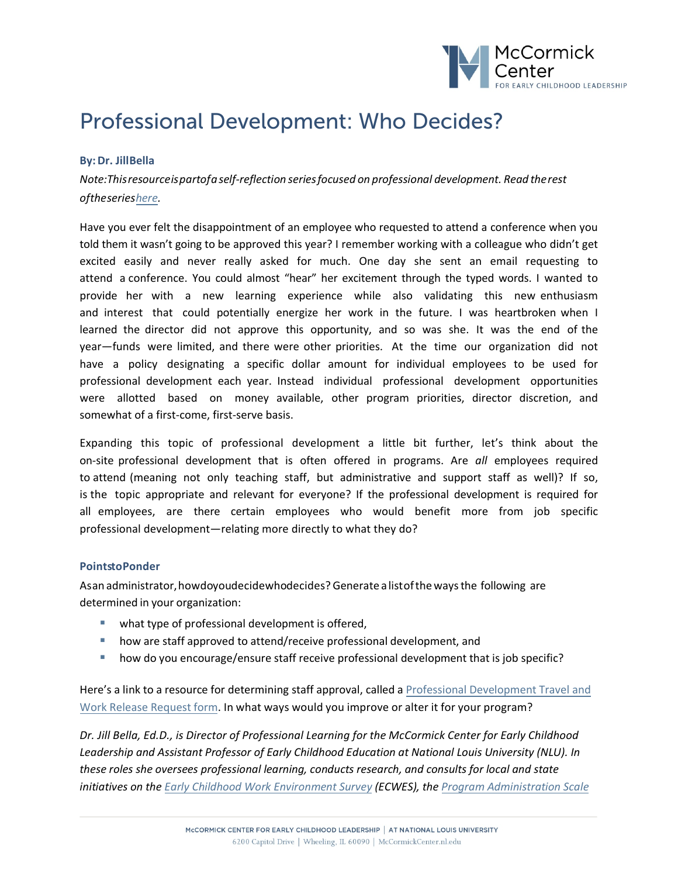# Professional Development: Who Decides?

**By: Dr. Jill Bella**

*Note: This resource is part of a self-reflection series focused on professional development. Read the rest of the series here.*

Have you ever felt the disappointment of an employee who requested to attend a conference when you told them it wasn't going to be approved this year? I remember working with a colleague who didn't get excited easily and never really asked for much. One day she sent an email requesting to attend a conference. You could almost "hear" her excitement through the typed words. I wanted to provide her with a new learning experience while also validating this new enthusiasm and interest that could potentially energize her work in the future. I was heartbroken when I learned the director did not approve this opportunity, and so was she. It was the end of the year—funds were limited, and there were other priorities. At the time our organization did not have a policy designating a specific dollar amount for individual employees to be used for professional development each year. Instead individual professional development opportunities were allotted based on money available, other program priorities, director discretion, and somewhat of a first-come, first-serve basis.

Expanding this topic of professional development a little bit further, let's think about the on-site professional development that is often offered in programs. Are *all* employees required to attend (meaning not only teaching staff, but administrative and support staff as well)? If so, is the topic appropriate and relevant for everyone? If the professional development is required for all employees, are there certain employees who would benefit more from job specific professional development—relating more directly to what they do?

### Points to Ponder

As an administrator, how do you decide who decides? Generate a list of the ways the following are determined in your organization:

- what type of professional development is offered,
- how are staff approved to attend/receive professional development, and
- how do you encourage/ensure staff receive professional development that is job specific?

Here's a link to a resource for determining staff approval, called a Professional Development Travel and Work Release Request form. In what ways would you improve or alter it for your program?

*Dr. Jill Bella, Ed.D., is Director of Professional Learning for the McCormick Center for Early Childhood Leadership and Assistant Professor of Early Childhood Education at National Louis University (NLU). In these roles she oversees professional learning, conducts research, and consults for local and state initiatives on the Early Childhood Work Environment Survey (ECWES), the Program Administration Scale*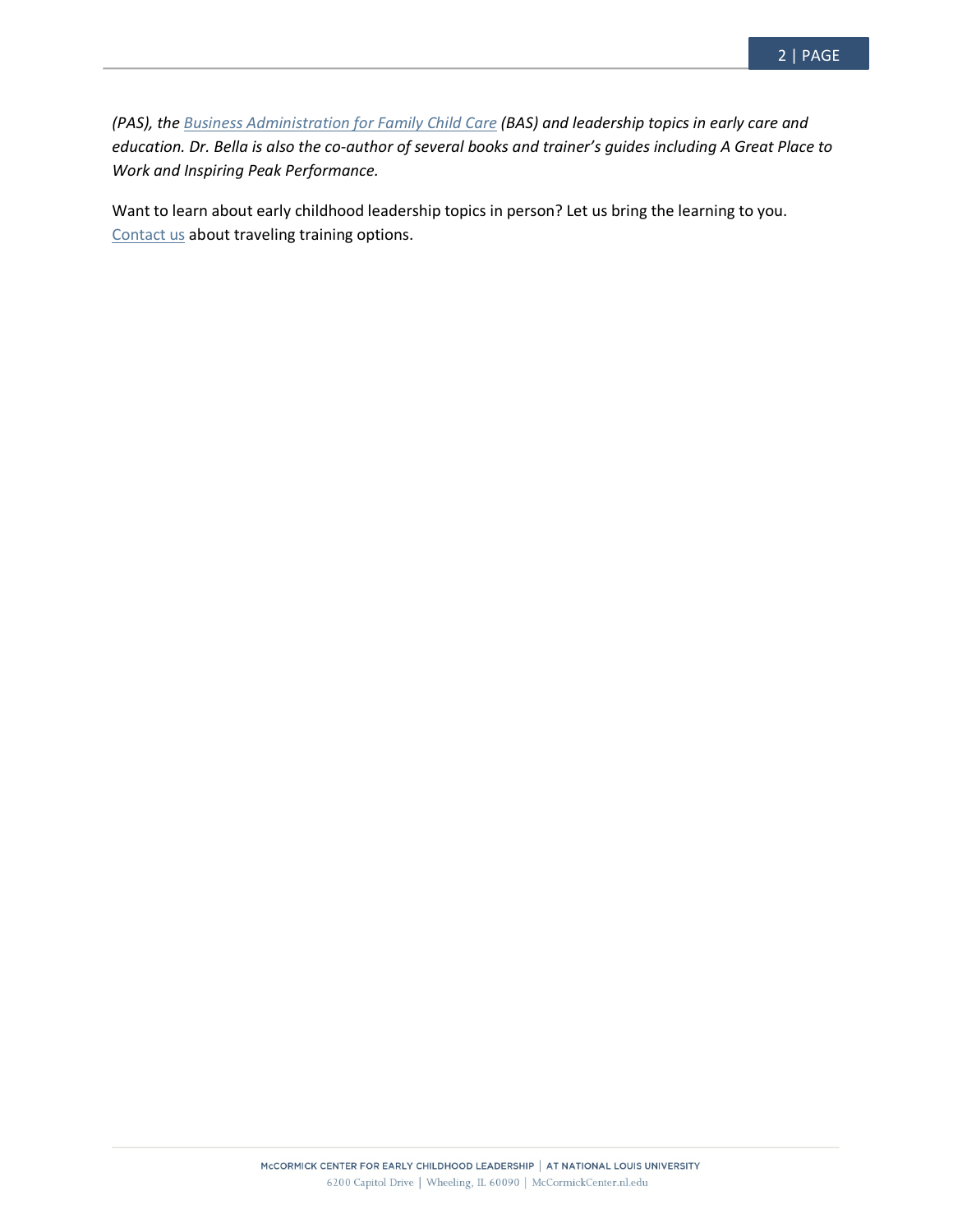*(PAS), the [Business Administration for Family Child Care] (BAS) and leadership topics in early care and education. Dr. Bella is also the co-author of several books and trainer's guides including A Great Place to Work and Inspiring Peak Performance.*

Want to learn about early childhood leadership topics in person? Let us bring the learning to you. [Contact us] about traveling training options.